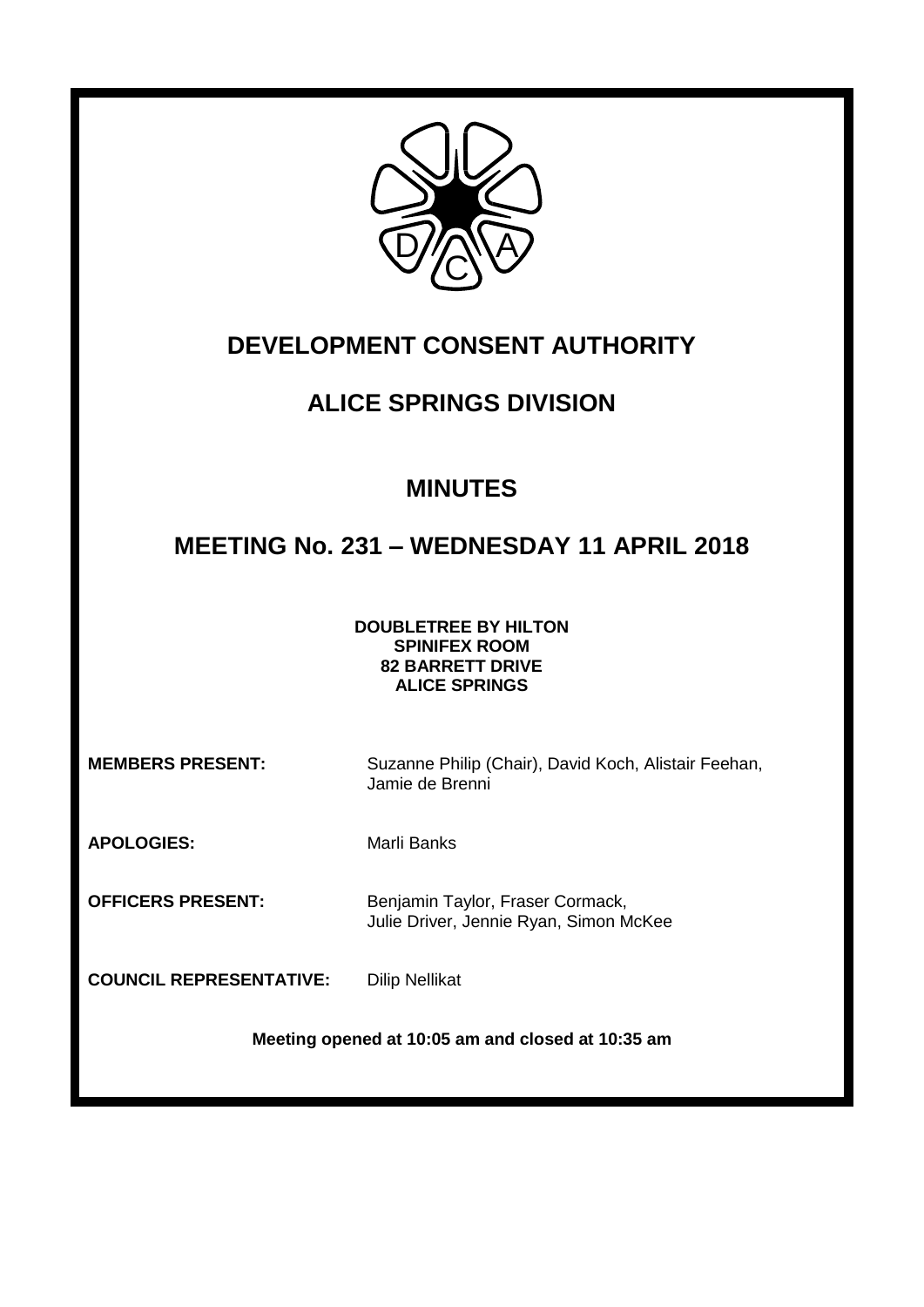# DEVELOPMENT CONSENT AUTHORITY

## ALICE SPRINGS DIVISION

## MINUTES

## MEETING No. 231 – WEDNESDAY 11 APRIL 2018

**DOUBLETREE BY HILTON**
**SPINIFEX ROOM**
**82 BARRETT DRIVE**
**ALICE SPRINGS**

**MEMBERS PRESENT:** Suzanne Philip (Chair), David Koch, Alistair Feehan, Jamie de Brenni

**APOLOGIES:** Marli Banks

**OFFICERS PRESENT:** Benjamin Taylor, Fraser Cormack, Julie Driver, Jennie Ryan, Simon McKee

**COUNCIL REPRESENTATIVE:** Dilip Nellikat

**Meeting opened at 10:05 am and closed at 10:35 am**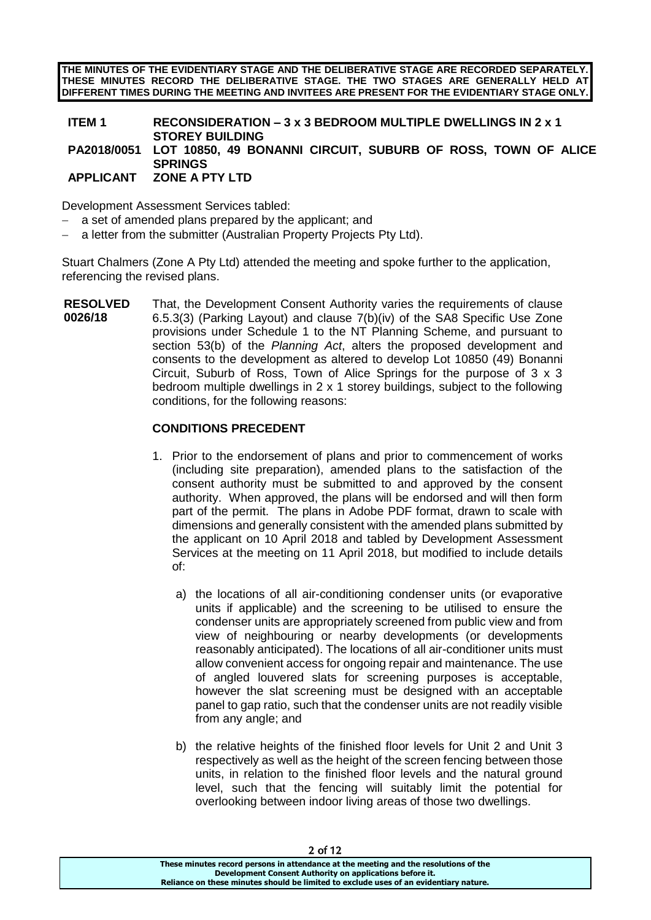**THE MINUTES OF THE EVIDENTIARY STAGE AND THE DELIBERATIVE STAGE ARE RECORDED SEPARATELY. THESE MINUTES RECORD THE DELIBERATIVE STAGE. THE TWO STAGES ARE GENERALLY HELD AT DIFFERENT TIMES DURING THE MEETING AND INVITEES ARE PRESENT FOR THE EVIDENTIARY STAGE ONLY.**

**ITEM 1 RECONSIDERATION – 3 x 3 BEDROOM MULTIPLE DWELLINGS IN 2 x 1 STOREY BUILDING**
**PA2018/0051 LOT 10850, 49 BONANNI CIRCUIT, SUBURB OF ROSS, TOWN OF ALICE SPRINGS**
**APPLICANT ZONE A PTY LTD**

Development Assessment Services tabled:

- a set of amended plans prepared by the applicant; and
- a letter from the submitter (Australian Property Projects Pty Ltd).

Stuart Chalmers (Zone A Pty Ltd) attended the meeting and spoke further to the application, referencing the revised plans.

**RESOLVED 0026/18** That, the Development Consent Authority varies the requirements of clause 6.5.3(3) (Parking Layout) and clause 7(b)(iv) of the SA8 Specific Use Zone provisions under Schedule 1 to the NT Planning Scheme, and pursuant to section 53(b) of the *Planning Act*, alters the proposed development and consents to the development as altered to develop Lot 10850 (49) Bonanni Circuit, Suburb of Ross, Town of Alice Springs for the purpose of 3 x 3 bedroom multiple dwellings in 2 x 1 storey buildings, subject to the following conditions, for the following reasons:

**CONDITIONS PRECEDENT**

1. Prior to the endorsement of plans and prior to commencement of works (including site preparation), amended plans to the satisfaction of the consent authority must be submitted to and approved by the consent authority. When approved, the plans will be endorsed and will then form part of the permit. The plans in Adobe PDF format, drawn to scale with dimensions and generally consistent with the amended plans submitted by the applicant on 10 April 2018 and tabled by Development Assessment Services at the meeting on 11 April 2018, but modified to include details of:

   a) the locations of all air-conditioning condenser units (or evaporative units if applicable) and the screening to be utilised to ensure the condenser units are appropriately screened from public view and from view of neighbouring or nearby developments (or developments reasonably anticipated). The locations of all air-conditioner units must allow convenient access for ongoing repair and maintenance. The use of angled louvered slats for screening purposes is acceptable, however the slat screening must be designed with an acceptable panel to gap ratio, such that the condenser units are not readily visible from any angle; and

   b) the relative heights of the finished floor levels for Unit 2 and Unit 3 respectively as well as the height of the screen fencing between those units, in relation to the finished floor levels and the natural ground level, such that the fencing will suitably limit the potential for overlooking between indoor living areas of those two dwellings.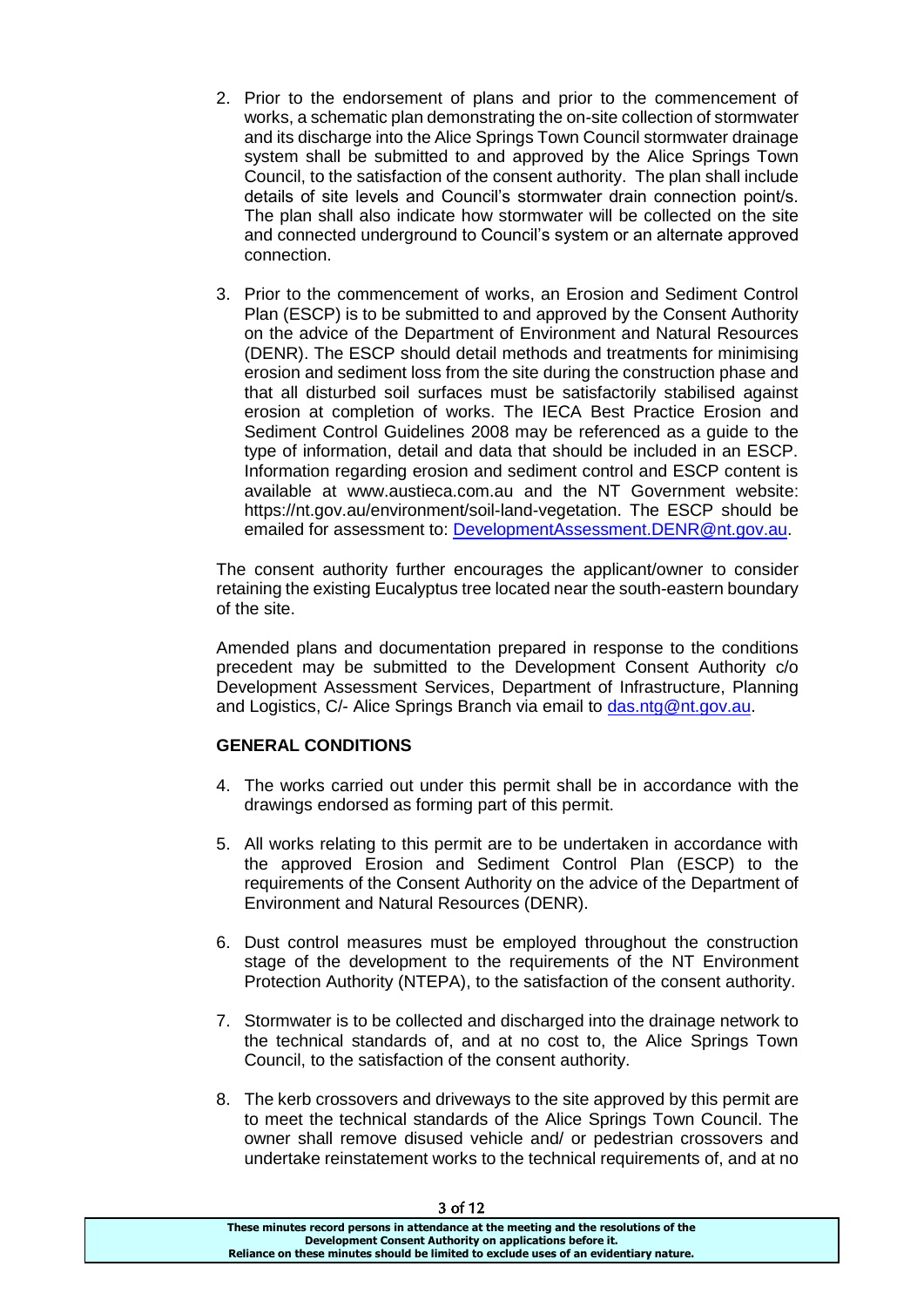2. Prior to the endorsement of plans and prior to the commencement of works, a schematic plan demonstrating the on-site collection of stormwater and its discharge into the Alice Springs Town Council stormwater drainage system shall be submitted to and approved by the Alice Springs Town Council, to the satisfaction of the consent authority. The plan shall include details of site levels and Council's stormwater drain connection point/s. The plan shall also indicate how stormwater will be collected on the site and connected underground to Council's system or an alternate approved connection.

3. Prior to the commencement of works, an Erosion and Sediment Control Plan (ESCP) is to be submitted to and approved by the Consent Authority on the advice of the Department of Environment and Natural Resources (DENR). The ESCP should detail methods and treatments for minimising erosion and sediment loss from the site during the construction phase and that all disturbed soil surfaces must be satisfactorily stabilised against erosion at completion of works. The IECA Best Practice Erosion and Sediment Control Guidelines 2008 may be referenced as a guide to the type of information, detail and data that should be included in an ESCP. Information regarding erosion and sediment control and ESCP content is available at www.austieca.com.au and the NT Government website: https://nt.gov.au/environment/soil-land-vegetation. The ESCP should be emailed for assessment to: DevelopmentAssessment.DENR@nt.gov.au.

The consent authority further encourages the applicant/owner to consider retaining the existing Eucalyptus tree located near the south-eastern boundary of the site.

Amended plans and documentation prepared in response to the conditions precedent may be submitted to the Development Consent Authority c/o Development Assessment Services, Department of Infrastructure, Planning and Logistics, C/- Alice Springs Branch via email to das.ntg@nt.gov.au.

**GENERAL CONDITIONS**

4. The works carried out under this permit shall be in accordance with the drawings endorsed as forming part of this permit.

5. All works relating to this permit are to be undertaken in accordance with the approved Erosion and Sediment Control Plan (ESCP) to the requirements of the Consent Authority on the advice of the Department of Environment and Natural Resources (DENR).

6. Dust control measures must be employed throughout the construction stage of the development to the requirements of the NT Environment Protection Authority (NTEPA), to the satisfaction of the consent authority.

7. Stormwater is to be collected and discharged into the drainage network to the technical standards of, and at no cost to, the Alice Springs Town Council, to the satisfaction of the consent authority.

8. The kerb crossovers and driveways to the site approved by this permit are to meet the technical standards of the Alice Springs Town Council. The owner shall remove disused vehicle and/ or pedestrian crossovers and undertake reinstatement works to the technical requirements of, and at no

These minutes record persons in attendance at the meeting and the resolutions of the Development Consent Authority on applications before it.
Reliance on these minutes should be limited to exclude uses of an evidentiary nature.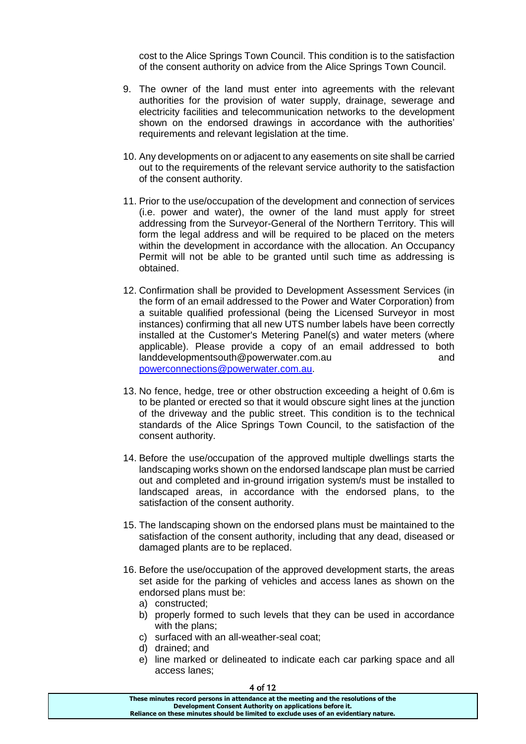cost to the Alice Springs Town Council. This condition is to the satisfaction of the consent authority on advice from the Alice Springs Town Council.

9. The owner of the land must enter into agreements with the relevant authorities for the provision of water supply, drainage, sewerage and electricity facilities and telecommunication networks to the development shown on the endorsed drawings in accordance with the authorities' requirements and relevant legislation at the time.

10. Any developments on or adjacent to any easements on site shall be carried out to the requirements of the relevant service authority to the satisfaction of the consent authority.

11. Prior to the use/occupation of the development and connection of services (i.e. power and water), the owner of the land must apply for street addressing from the Surveyor-General of the Northern Territory. This will form the legal address and will be required to be placed on the meters within the development in accordance with the allocation. An Occupancy Permit will not be able to be granted until such time as addressing is obtained.

12. Confirmation shall be provided to Development Assessment Services (in the form of an email addressed to the Power and Water Corporation) from a suitable qualified professional (being the Licensed Surveyor in most instances) confirming that all new UTS number labels have been correctly installed at the Customer's Metering Panel(s) and water meters (where applicable). Please provide a copy of an email addressed to both landdevelopmentsouth@powerwater.com.au and powerconnections@powerwater.com.au.

13. No fence, hedge, tree or other obstruction exceeding a height of 0.6m is to be planted or erected so that it would obscure sight lines at the junction of the driveway and the public street. This condition is to the technical standards of the Alice Springs Town Council, to the satisfaction of the consent authority.

14. Before the use/occupation of the approved multiple dwellings starts the landscaping works shown on the endorsed landscape plan must be carried out and completed and in-ground irrigation system/s must be installed to landscaped areas, in accordance with the endorsed plans, to the satisfaction of the consent authority.

15. The landscaping shown on the endorsed plans must be maintained to the satisfaction of the consent authority, including that any dead, diseased or damaged plants are to be replaced.

16. Before the use/occupation of the approved development starts, the areas set aside for the parking of vehicles and access lanes as shown on the endorsed plans must be:
    a) constructed;
    b) properly formed to such levels that they can be used in accordance with the plans;
    c) surfaced with an all-weather-seal coat;
    d) drained; and
    e) line marked or delineated to indicate each car parking space and all access lanes;

**These minutes record persons in attendance at the meeting and the resolutions of the Development Consent Authority on applications before it. Reliance on these minutes should be limited to exclude uses of an evidentiary nature.**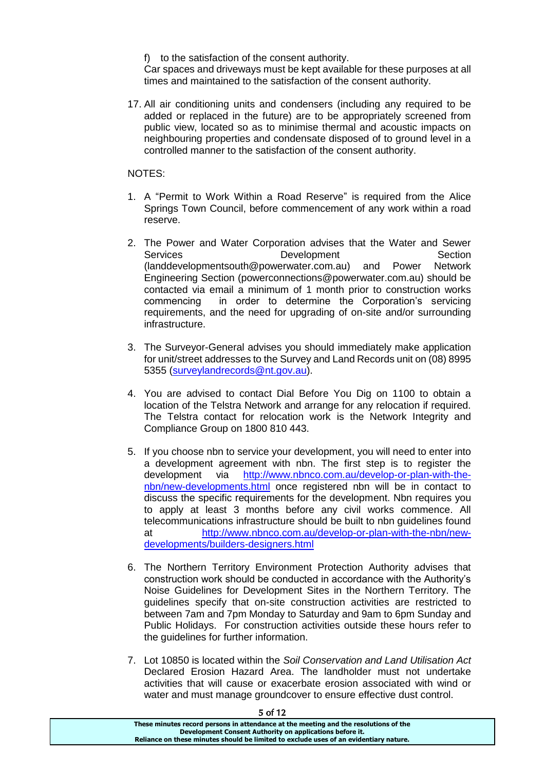f) to the satisfaction of the consent authority.

Car spaces and driveways must be kept available for these purposes at all times and maintained to the satisfaction of the consent authority.

17. All air conditioning units and condensers (including any required to be added or replaced in the future) are to be appropriately screened from public view, located so as to minimise thermal and acoustic impacts on neighbouring properties and condensate disposed of to ground level in a controlled manner to the satisfaction of the consent authority.

NOTES:

1. A "Permit to Work Within a Road Reserve" is required from the Alice Springs Town Council, before commencement of any work within a road reserve.

2. The Power and Water Corporation advises that the Water and Sewer Services Development Section (landdevelopmentsouth@powerwater.com.au) and Power Network Engineering Section (powerconnections@powerwater.com.au) should be contacted via email a minimum of 1 month prior to construction works commencing in order to determine the Corporation's servicing requirements, and the need for upgrading of on-site and/or surrounding infrastructure.

3. The Surveyor-General advises you should immediately make application for unit/street addresses to the Survey and Land Records unit on (08) 8995 5355 (surveylandrecords@nt.gov.au).

4. You are advised to contact Dial Before You Dig on 1100 to obtain a location of the Telstra Network and arrange for any relocation if required. The Telstra contact for relocation work is the Network Integrity and Compliance Group on 1800 810 443.

5. If you choose nbn to service your development, you will need to enter into a development agreement with nbn. The first step is to register the development via http://www.nbnco.com.au/develop-or-plan-with-the-nbn/new-developments.html once registered nbn will be in contact to discuss the specific requirements for the development. Nbn requires you to apply at least 3 months before any civil works commence. All telecommunications infrastructure should be built to nbn guidelines found at http://www.nbnco.com.au/develop-or-plan-with-the-nbn/new-developments/builders-designers.html

6. The Northern Territory Environment Protection Authority advises that construction work should be conducted in accordance with the Authority's Noise Guidelines for Development Sites in the Northern Territory. The guidelines specify that on-site construction activities are restricted to between 7am and 7pm Monday to Saturday and 9am to 6pm Sunday and Public Holidays. For construction activities outside these hours refer to the guidelines for further information.

7. Lot 10850 is located within the *Soil Conservation and Land Utilisation Act* Declared Erosion Hazard Area. The landholder must not undertake activities that will cause or exacerbate erosion associated with wind or water and must manage groundcover to ensure effective dust control.

**These minutes record persons in attendance at the meeting and the resolutions of the Development Consent Authority on applications before it. Reliance on these minutes should be limited to exclude uses of an evidentiary nature.**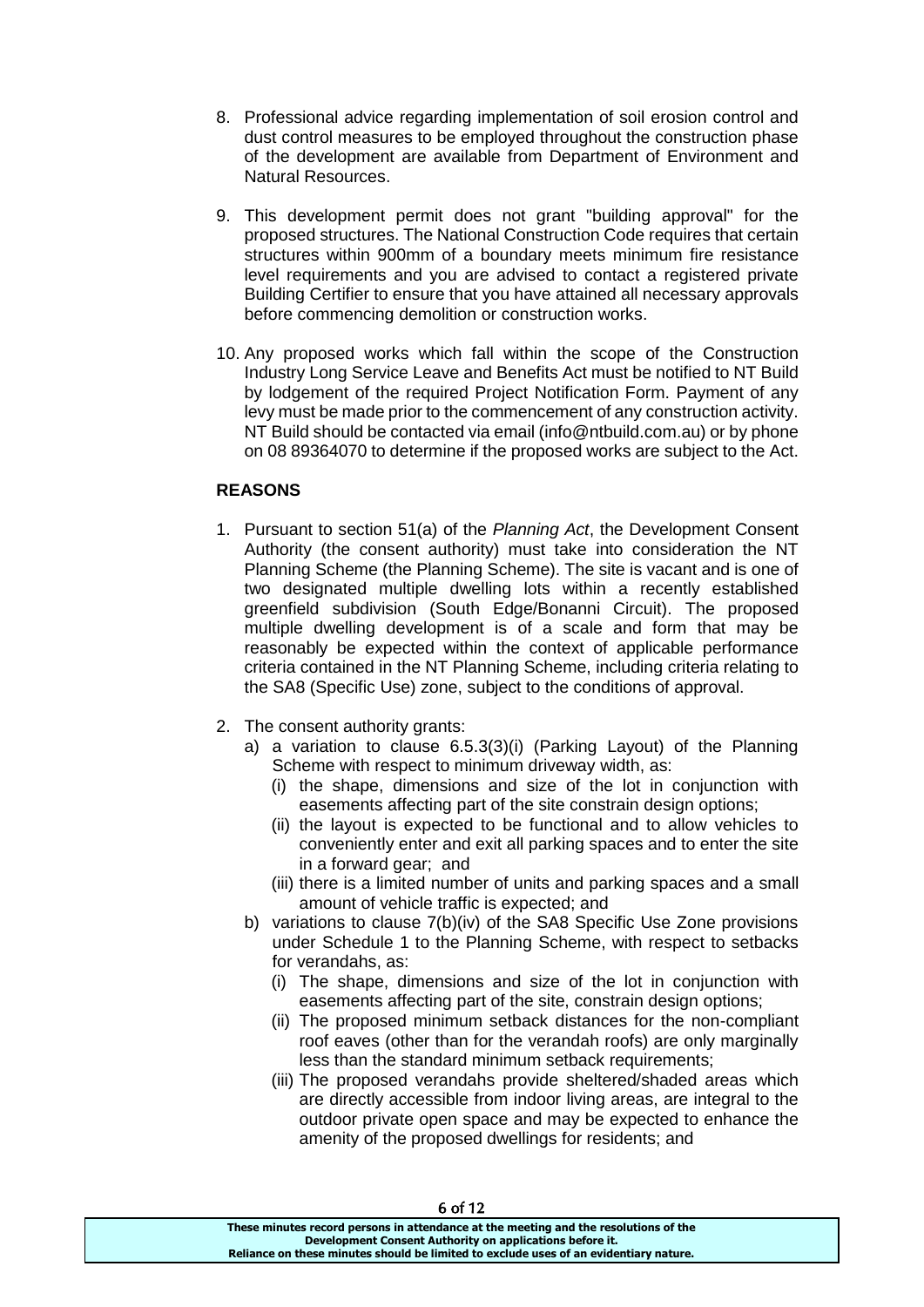8. Professional advice regarding implementation of soil erosion control and dust control measures to be employed throughout the construction phase of the development are available from Department of Environment and Natural Resources.

9. This development permit does not grant "building approval" for the proposed structures. The National Construction Code requires that certain structures within 900mm of a boundary meets minimum fire resistance level requirements and you are advised to contact a registered private Building Certifier to ensure that you have attained all necessary approvals before commencing demolition or construction works.

10. Any proposed works which fall within the scope of the Construction Industry Long Service Leave and Benefits Act must be notified to NT Build by lodgement of the required Project Notification Form. Payment of any levy must be made prior to the commencement of any construction activity. NT Build should be contacted via email (info@ntbuild.com.au) or by phone on 08 89364070 to determine if the proposed works are subject to the Act.

**REASONS**

1. Pursuant to section 51(a) of the *Planning Act*, the Development Consent Authority (the consent authority) must take into consideration the NT Planning Scheme (the Planning Scheme). The site is vacant and is one of two designated multiple dwelling lots within a recently established greenfield subdivision (South Edge/Bonanni Circuit). The proposed multiple dwelling development is of a scale and form that may be reasonably be expected within the context of applicable performance criteria contained in the NT Planning Scheme, including criteria relating to the SA8 (Specific Use) zone, subject to the conditions of approval.

2. The consent authority grants:
   a) a variation to clause 6.5.3(3)(i) (Parking Layout) of the Planning Scheme with respect to minimum driveway width, as:
      (i) the shape, dimensions and size of the lot in conjunction with easements affecting part of the site constrain design options;
      (ii) the layout is expected to be functional and to allow vehicles to conveniently enter and exit all parking spaces and to enter the site in a forward gear; and
      (iii) there is a limited number of units and parking spaces and a small amount of vehicle traffic is expected; and
   b) variations to clause 7(b)(iv) of the SA8 Specific Use Zone provisions under Schedule 1 to the Planning Scheme, with respect to setbacks for verandahs, as:
      (i) The shape, dimensions and size of the lot in conjunction with easements affecting part of the site, constrain design options;
      (ii) The proposed minimum setback distances for the non-compliant roof eaves (other than for the verandah roofs) are only marginally less than the standard minimum setback requirements;
      (iii) The proposed verandahs provide sheltered/shaded areas which are directly accessible from indoor living areas, are integral to the outdoor private open space and may be expected to enhance the amenity of the proposed dwellings for residents; and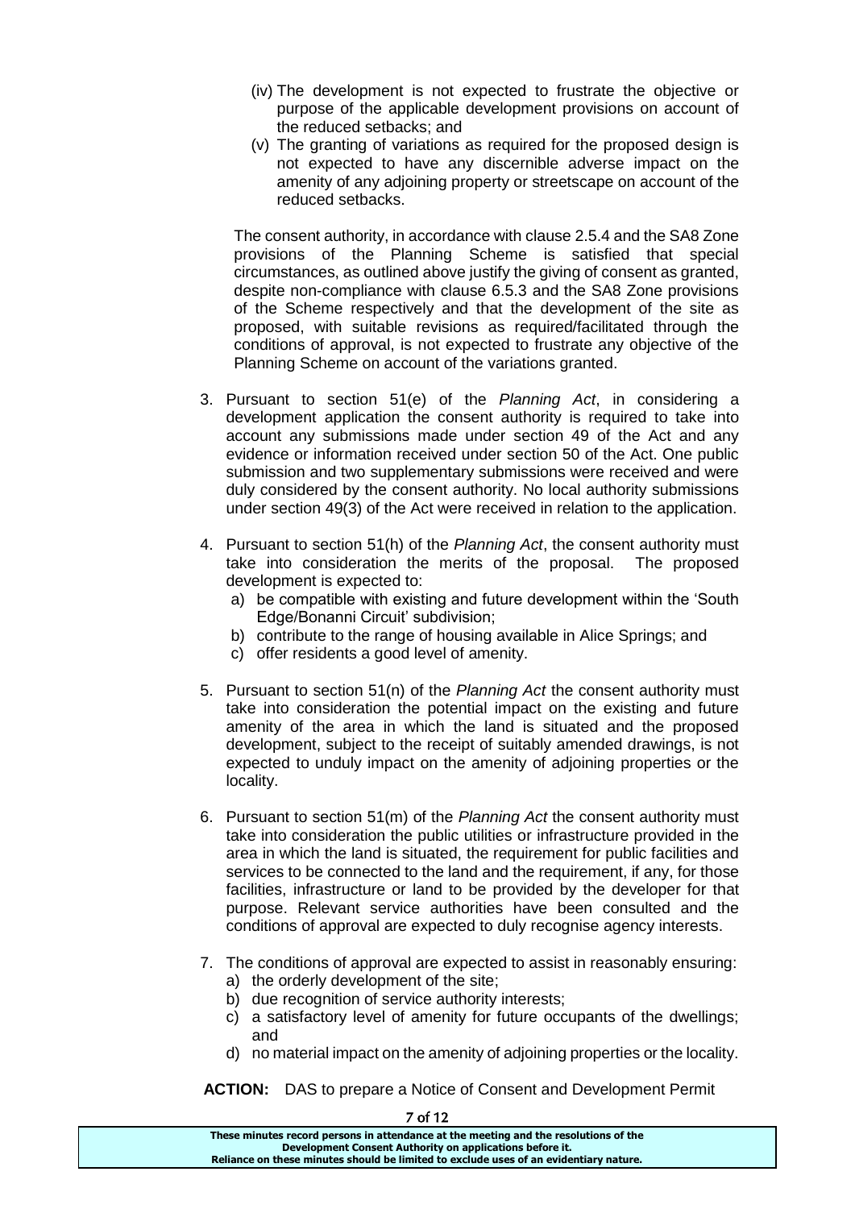(iv) The development is not expected to frustrate the objective or purpose of the applicable development provisions on account of the reduced setbacks; and

(v) The granting of variations as required for the proposed design is not expected to have any discernible adverse impact on the amenity of any adjoining property or streetscape on account of the reduced setbacks.

The consent authority, in accordance with clause 2.5.4 and the SA8 Zone provisions of the Planning Scheme is satisfied that special circumstances, as outlined above justify the giving of consent as granted, despite non-compliance with clause 6.5.3 and the SA8 Zone provisions of the Scheme respectively and that the development of the site as proposed, with suitable revisions as required/facilitated through the conditions of approval, is not expected to frustrate any objective of the Planning Scheme on account of the variations granted.

3. Pursuant to section 51(e) of the *Planning Act*, in considering a development application the consent authority is required to take into account any submissions made under section 49 of the Act and any evidence or information received under section 50 of the Act. One public submission and two supplementary submissions were received and were duly considered by the consent authority. No local authority submissions under section 49(3) of the Act were received in relation to the application.

4. Pursuant to section 51(h) of the *Planning Act*, the consent authority must take into consideration the merits of the proposal. The proposed development is expected to:
   a) be compatible with existing and future development within the 'South Edge/Bonanni Circuit' subdivision;
   b) contribute to the range of housing available in Alice Springs; and
   c) offer residents a good level of amenity.

5. Pursuant to section 51(n) of the *Planning Act* the consent authority must take into consideration the potential impact on the existing and future amenity of the area in which the land is situated and the proposed development, subject to the receipt of suitably amended drawings, is not expected to unduly impact on the amenity of adjoining properties or the locality.

6. Pursuant to section 51(m) of the *Planning Act* the consent authority must take into consideration the public utilities or infrastructure provided in the area in which the land is situated, the requirement for public facilities and services to be connected to the land and the requirement, if any, for those facilities, infrastructure or land to be provided by the developer for that purpose. Relevant service authorities have been consulted and the conditions of approval are expected to duly recognise agency interests.

7. The conditions of approval are expected to assist in reasonably ensuring:
   a) the orderly development of the site;
   b) due recognition of service authority interests;
   c) a satisfactory level of amenity for future occupants of the dwellings; and
   d) no material impact on the amenity of adjoining properties or the locality.

**ACTION:** DAS to prepare a Notice of Consent and Development Permit

**These minutes record persons in attendance at the meeting and the resolutions of the Development Consent Authority on applications before it. Reliance on these minutes should be limited to exclude uses of an evidentiary nature.**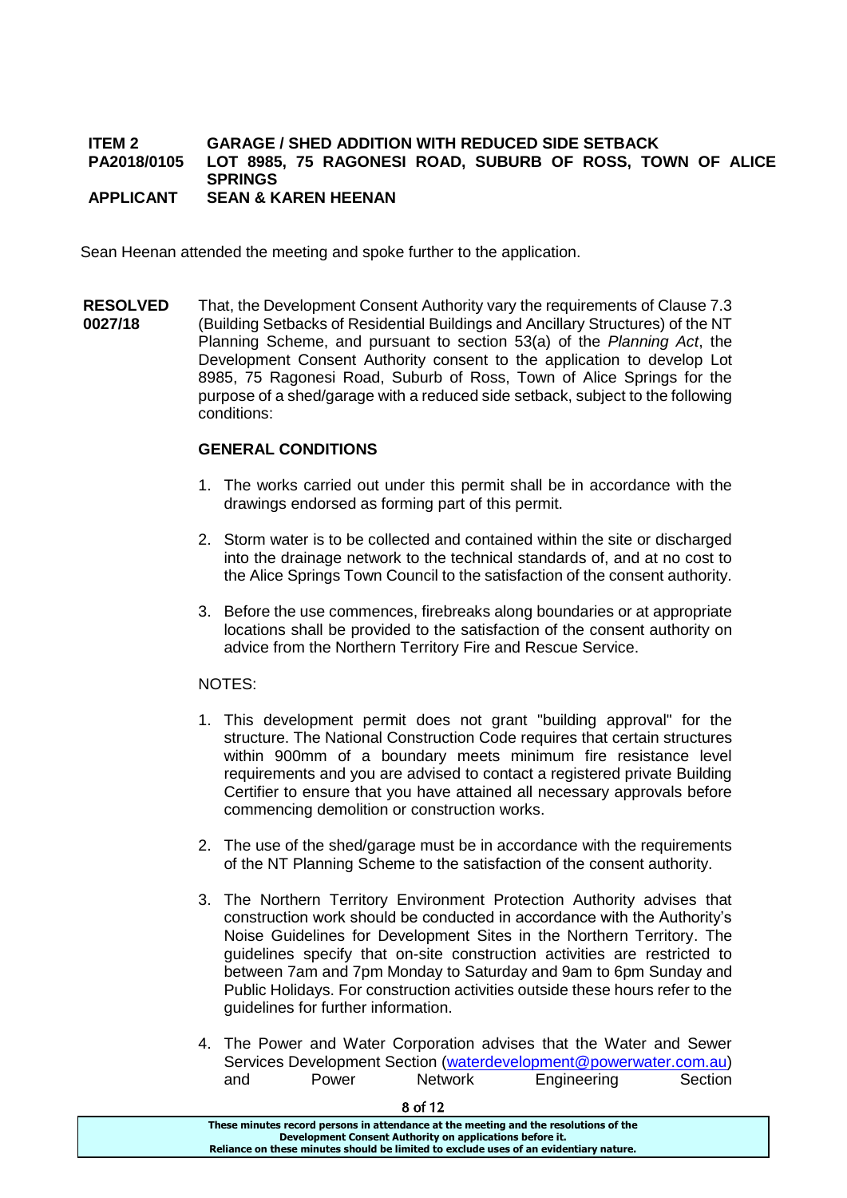**ITEM 2 GARAGE / SHED ADDITION WITH REDUCED SIDE SETBACK**
**PA2018/0105 LOT 8985, 75 RAGONESI ROAD, SUBURB OF ROSS, TOWN OF ALICE SPRINGS**
**APPLICANT SEAN & KAREN HEENAN**

Sean Heenan attended the meeting and spoke further to the application.

**RESOLVED 0027/18**

That, the Development Consent Authority vary the requirements of Clause 7.3 (Building Setbacks of Residential Buildings and Ancillary Structures) of the NT Planning Scheme, and pursuant to section 53(a) of the *Planning Act*, the Development Consent Authority consent to the application to develop Lot 8985, 75 Ragonesi Road, Suburb of Ross, Town of Alice Springs for the purpose of a shed/garage with a reduced side setback, subject to the following conditions:

**GENERAL CONDITIONS**

1. The works carried out under this permit shall be in accordance with the drawings endorsed as forming part of this permit.
2. Storm water is to be collected and contained within the site or discharged into the drainage network to the technical standards of, and at no cost to the Alice Springs Town Council to the satisfaction of the consent authority.
3. Before the use commences, firebreaks along boundaries or at appropriate locations shall be provided to the satisfaction of the consent authority on advice from the Northern Territory Fire and Rescue Service.

NOTES:

1. This development permit does not grant "building approval" for the structure. The National Construction Code requires that certain structures within 900mm of a boundary meets minimum fire resistance level requirements and you are advised to contact a registered private Building Certifier to ensure that you have attained all necessary approvals before commencing demolition or construction works.
2. The use of the shed/garage must be in accordance with the requirements of the NT Planning Scheme to the satisfaction of the consent authority.
3. The Northern Territory Environment Protection Authority advises that construction work should be conducted in accordance with the Authority's Noise Guidelines for Development Sites in the Northern Territory. The guidelines specify that on-site construction activities are restricted to between 7am and 7pm Monday to Saturday and 9am to 6pm Sunday and Public Holidays. For construction activities outside these hours refer to the guidelines for further information.
4. The Power and Water Corporation advises that the Water and Sewer Services Development Section (waterdevelopment@powerwater.com.au) and Power Network Engineering Section

These minutes record persons in attendance at the meeting and the resolutions of the Development Consent Authority on applications before it.
Reliance on these minutes should be limited to exclude uses of an evidentiary nature.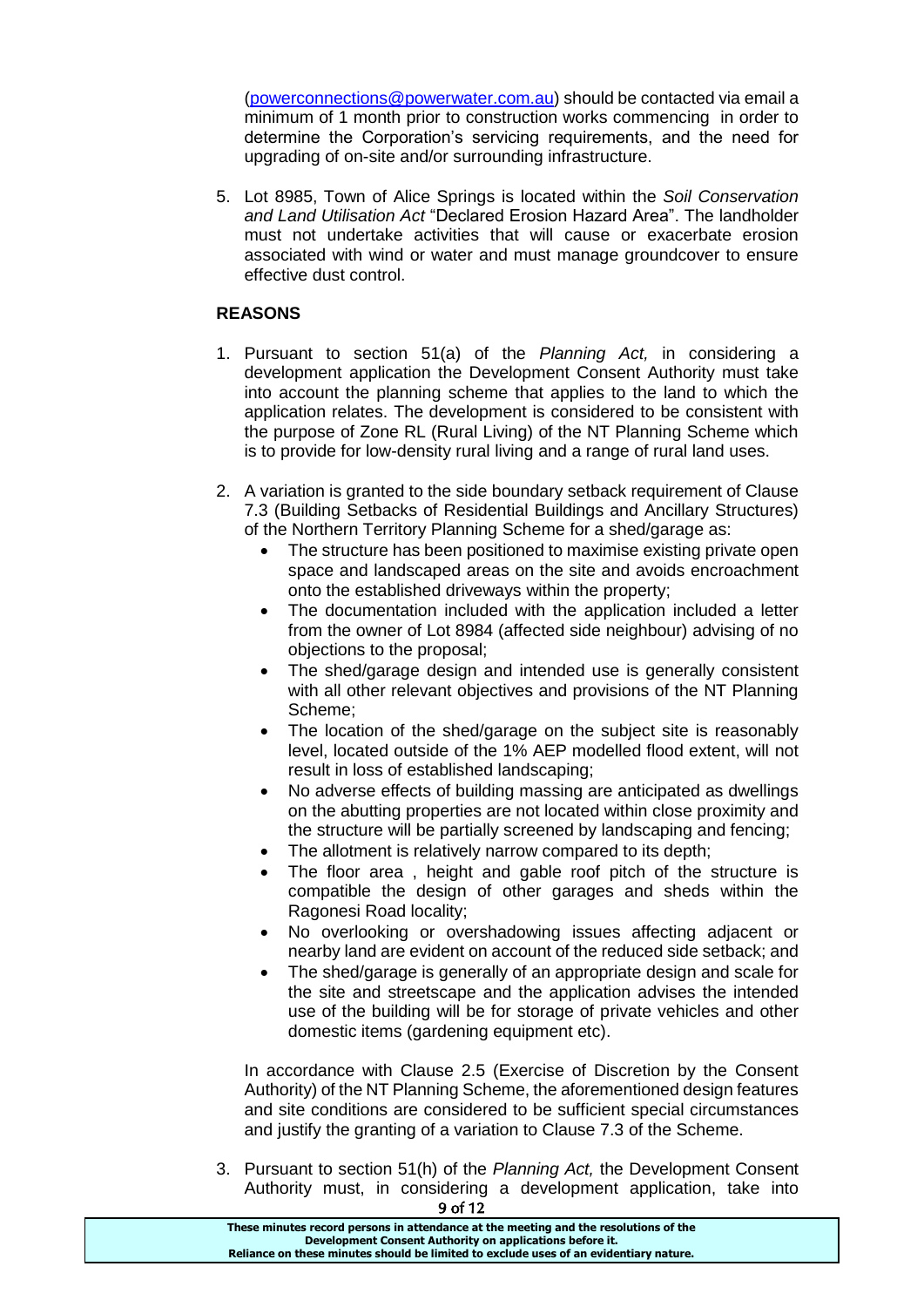(powerconnections@powerwater.com.au) should be contacted via email a minimum of 1 month prior to construction works commencing in order to determine the Corporation's servicing requirements, and the need for upgrading of on-site and/or surrounding infrastructure.

5. Lot 8985, Town of Alice Springs is located within the *Soil Conservation and Land Utilisation Act* "Declared Erosion Hazard Area". The landholder must not undertake activities that will cause or exacerbate erosion associated with wind or water and must manage groundcover to ensure effective dust control.

**REASONS**

1. Pursuant to section 51(a) of the *Planning Act,* in considering a development application the Development Consent Authority must take into account the planning scheme that applies to the land to which the application relates. The development is considered to be consistent with the purpose of Zone RL (Rural Living) of the NT Planning Scheme which is to provide for low-density rural living and a range of rural land uses.

2. A variation is granted to the side boundary setback requirement of Clause 7.3 (Building Setbacks of Residential Buildings and Ancillary Structures) of the Northern Territory Planning Scheme for a shed/garage as:
   - The structure has been positioned to maximise existing private open space and landscaped areas on the site and avoids encroachment onto the established driveways within the property;
   - The documentation included with the application included a letter from the owner of Lot 8984 (affected side neighbour) advising of no objections to the proposal;
   - The shed/garage design and intended use is generally consistent with all other relevant objectives and provisions of the NT Planning Scheme;
   - The location of the shed/garage on the subject site is reasonably level, located outside of the 1% AEP modelled flood extent, will not result in loss of established landscaping;
   - No adverse effects of building massing are anticipated as dwellings on the abutting properties are not located within close proximity and the structure will be partially screened by landscaping and fencing;
   - The allotment is relatively narrow compared to its depth;
   - The floor area , height and gable roof pitch of the structure is compatible the design of other garages and sheds within the Ragonesi Road locality;
   - No overlooking or overshadowing issues affecting adjacent or nearby land are evident on account of the reduced side setback; and
   - The shed/garage is generally of an appropriate design and scale for the site and streetscape and the application advises the intended use of the building will be for storage of private vehicles and other domestic items (gardening equipment etc).

   In accordance with Clause 2.5 (Exercise of Discretion by the Consent Authority) of the NT Planning Scheme, the aforementioned design features and site conditions are considered to be sufficient special circumstances and justify the granting of a variation to Clause 7.3 of the Scheme.

3. Pursuant to section 51(h) of the *Planning Act,* the Development Consent Authority must, in considering a development application, take into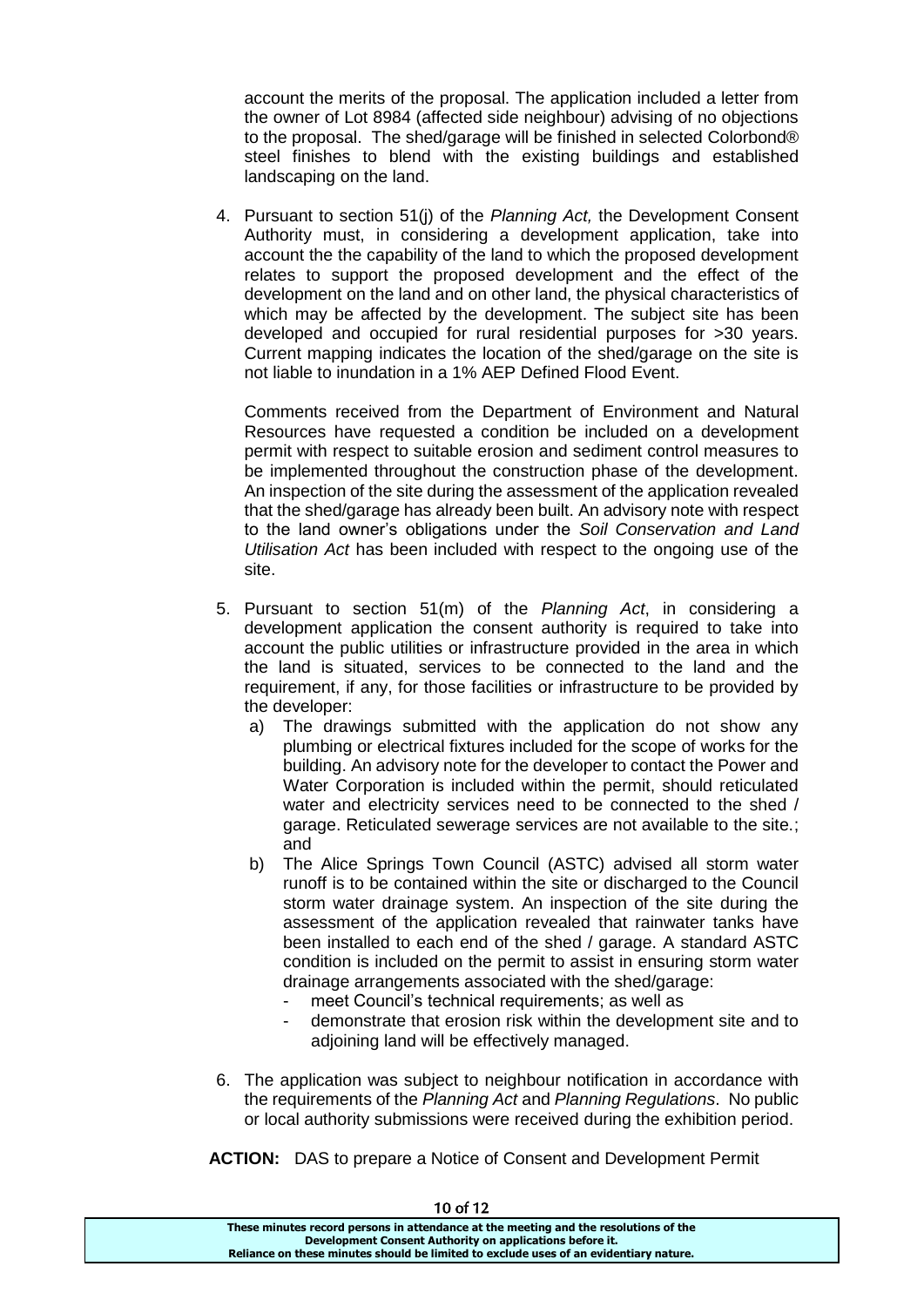account the merits of the proposal. The application included a letter from the owner of Lot 8984 (affected side neighbour) advising of no objections to the proposal. The shed/garage will be finished in selected Colorbond® steel finishes to blend with the existing buildings and established landscaping on the land.

4. Pursuant to section 51(j) of the *Planning Act,* the Development Consent Authority must, in considering a development application, take into account the the capability of the land to which the proposed development relates to support the proposed development and the effect of the development on the land and on other land, the physical characteristics of which may be affected by the development. The subject site has been developed and occupied for rural residential purposes for >30 years. Current mapping indicates the location of the shed/garage on the site is not liable to inundation in a 1% AEP Defined Flood Event.

   Comments received from the Department of Environment and Natural Resources have requested a condition be included on a development permit with respect to suitable erosion and sediment control measures to be implemented throughout the construction phase of the development. An inspection of the site during the assessment of the application revealed that the shed/garage has already been built. An advisory note with respect to the land owner's obligations under the *Soil Conservation and Land Utilisation Act* has been included with respect to the ongoing use of the site.

5. Pursuant to section 51(m) of the *Planning Act*, in considering a development application the consent authority is required to take into account the public utilities or infrastructure provided in the area in which the land is situated, services to be connected to the land and the requirement, if any, for those facilities or infrastructure to be provided by the developer:
   a) The drawings submitted with the application do not show any plumbing or electrical fixtures included for the scope of works for the building. An advisory note for the developer to contact the Power and Water Corporation is included within the permit, should reticulated water and electricity services need to be connected to the shed / garage. Reticulated sewerage services are not available to the site.; and
   b) The Alice Springs Town Council (ASTC) advised all storm water runoff is to be contained within the site or discharged to the Council storm water drainage system. An inspection of the site during the assessment of the application revealed that rainwater tanks have been installed to each end of the shed / garage. A standard ASTC condition is included on the permit to assist in ensuring storm water drainage arrangements associated with the shed/garage:
      - meet Council's technical requirements; as well as
      - demonstrate that erosion risk within the development site and to adjoining land will be effectively managed.

6. The application was subject to neighbour notification in accordance with the requirements of the *Planning Act* and *Planning Regulations*. No public or local authority submissions were received during the exhibition period.

**ACTION:** DAS to prepare a Notice of Consent and Development Permit

**These minutes record persons in attendance at the meeting and the resolutions of the Development Consent Authority on applications before it. Reliance on these minutes should be limited to exclude uses of an evidentiary nature.**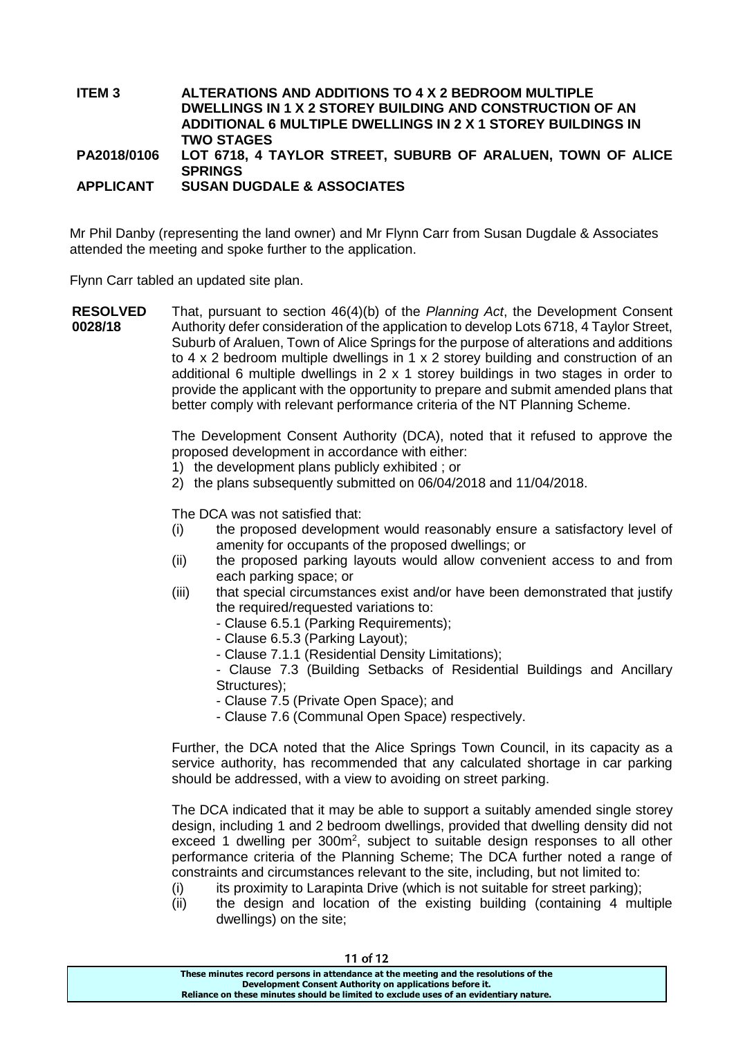**ITEM 3** **ALTERATIONS AND ADDITIONS TO 4 X 2 BEDROOM MULTIPLE DWELLINGS IN 1 X 2 STOREY BUILDING AND CONSTRUCTION OF AN ADDITIONAL 6 MULTIPLE DWELLINGS IN 2 X 1 STOREY BUILDINGS IN TWO STAGES**
**PA2018/0106** **LOT 6718, 4 TAYLOR STREET, SUBURB OF ARALUEN, TOWN OF ALICE SPRINGS**
**APPLICANT** **SUSAN DUGDALE & ASSOCIATES**

Mr Phil Danby (representing the land owner) and Mr Flynn Carr from Susan Dugdale & Associates attended the meeting and spoke further to the application.

Flynn Carr tabled an updated site plan.

**RESOLVED 0028/18**

That, pursuant to section 46(4)(b) of the *Planning Act*, the Development Consent Authority defer consideration of the application to develop Lots 6718, 4 Taylor Street, Suburb of Araluen, Town of Alice Springs for the purpose of alterations and additions to 4 x 2 bedroom multiple dwellings in 1 x 2 storey building and construction of an additional 6 multiple dwellings in 2 x 1 storey buildings in two stages in order to provide the applicant with the opportunity to prepare and submit amended plans that better comply with relevant performance criteria of the NT Planning Scheme.

The Development Consent Authority (DCA), noted that it refused to approve the proposed development in accordance with either:

1) the development plans publicly exhibited ; or
2) the plans subsequently submitted on 06/04/2018 and 11/04/2018.

The DCA was not satisfied that:

(i) the proposed development would reasonably ensure a satisfactory level of amenity for occupants of the proposed dwellings; or
(ii) the proposed parking layouts would allow convenient access to and from each parking space; or
(iii) that special circumstances exist and/or have been demonstrated that justify the required/requested variations to:
  - Clause 6.5.1 (Parking Requirements);
  - Clause 6.5.3 (Parking Layout);
  - Clause 7.1.1 (Residential Density Limitations);
  - Clause 7.3 (Building Setbacks of Residential Buildings and Ancillary Structures);
  - Clause 7.5 (Private Open Space); and
  - Clause 7.6 (Communal Open Space) respectively.

Further, the DCA noted that the Alice Springs Town Council, in its capacity as a service authority, has recommended that any calculated shortage in car parking should be addressed, with a view to avoiding on street parking.

The DCA indicated that it may be able to support a suitably amended single storey design, including 1 and 2 bedroom dwellings, provided that dwelling density did not exceed 1 dwelling per 300m$^2$, subject to suitable design responses to all other performance criteria of the Planning Scheme; The DCA further noted a range of constraints and circumstances relevant to the site, including, but not limited to:

(i) its proximity to Larapinta Drive (which is not suitable for street parking);
(ii) the design and location of the existing building (containing 4 multiple dwellings) on the site;

These minutes record persons in attendance at the meeting and the resolutions of the Development Consent Authority on applications before it. Reliance on these minutes should be limited to exclude uses of an evidentiary nature.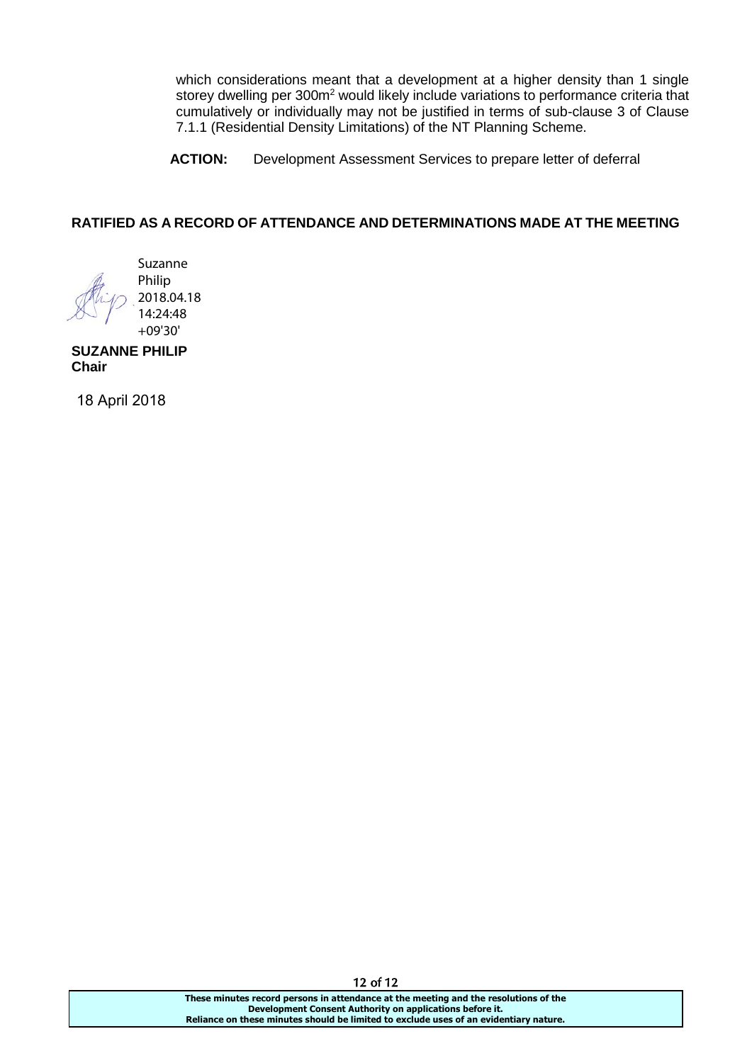which considerations meant that a development at a higher density than 1 single storey dwelling per $300m^2$ would likely include variations to performance criteria that cumulatively or individually may not be justified in terms of sub-clause 3 of Clause 7.1.1 (Residential Density Limitations) of the NT Planning Scheme.

**ACTION:** Development Assessment Services to prepare letter of deferral

**RATIFIED AS A RECORD OF ATTENDANCE AND DETERMINATIONS MADE AT THE MEETING**

Suzanne Philip 2018.04.18 14:24:48 +09'30'

**SUZANNE PHILIP**
**Chair**

18 April 2018

**These minutes record persons in attendance at the meeting and the resolutions of the Development Consent Authority on applications before it. Reliance on these minutes should be limited to exclude uses of an evidentiary nature.**